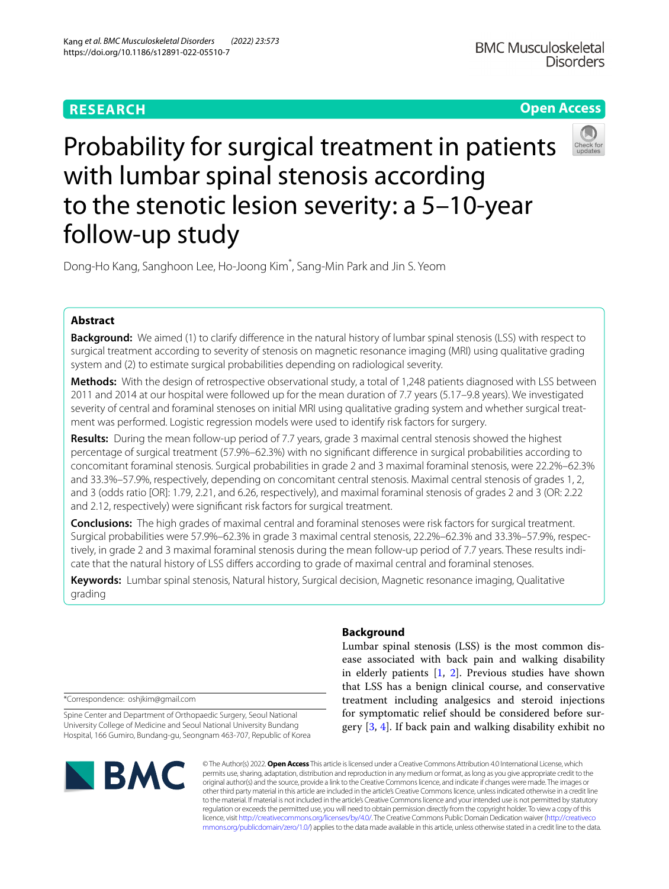**RESEARCH** **Open Access**

# Probability for surgical treatment in patients with lumbar spinal stenosis according to the stenotic lesion severity: a 5–10-year follow-up study

Dong-Ho Kang, Sanghoon Lee, Ho-Joong Kim*, Sang-Min Park and Jin S. Yeom

## Abstract

**Background:** We aimed (1) to clarify difference in the natural history of lumbar spinal stenosis (LSS) with respect to surgical treatment according to severity of stenosis on magnetic resonance imaging (MRI) using qualitative grading system and (2) to estimate surgical probabilities depending on radiological severity.

**Methods:** With the design of retrospective observational study, a total of 1,248 patients diagnosed with LSS between 2011 and 2014 at our hospital were followed up for the mean duration of 7.7 years (5.17–9.8 years). We investigated severity of central and foraminal stenoses on initial MRI using qualitative grading system and whether surgical treatment was performed. Logistic regression models were used to identify risk factors for surgery.

**Results:** During the mean follow-up period of 7.7 years, grade 3 maximal central stenosis showed the highest percentage of surgical treatment (57.9%–62.3%) with no significant difference in surgical probabilities according to concomitant foraminal stenosis. Surgical probabilities in grade 2 and 3 maximal foraminal stenosis, were 22.2%–62.3% and 33.3%–57.9%, respectively, depending on concomitant central stenosis. Maximal central stenosis of grades 1, 2, and 3 (odds ratio [OR]: 1.79, 2.21, and 6.26, respectively), and maximal foraminal stenosis of grades 2 and 3 (OR: 2.22 and 2.12, respectively) were significant risk factors for surgical treatment.

**Conclusions:** The high grades of maximal central and foraminal stenoses were risk factors for surgical treatment. Surgical probabilities were 57.9%–62.3% in grade 3 maximal central stenosis, 22.2%–62.3% and 33.3%–57.9%, respectively, in grade 2 and 3 maximal foraminal stenosis during the mean follow-up period of 7.7 years. These results indicate that the natural history of LSS differs according to grade of maximal central and foraminal stenoses.

**Keywords:** Lumbar spinal stenosis, Natural history, Surgical decision, Magnetic resonance imaging, Qualitative grading

## Background

Lumbar spinal stenosis (LSS) is the most common disease associated with back pain and walking disability in elderly patients [1, 2]. Previous studies have shown that LSS has a benign clinical course, and conservative treatment including analgesics and steroid injections for symptomatic relief should be considered before surgery [3, 4]. If back pain and walking disability exhibit no

*Correspondence: oshjkim@gmail.com

Spine Center and Department of Orthopaedic Surgery, Seoul National University College of Medicine and Seoul National University Bundang Hospital, 166 Gumiro, Bundang-gu, Seongnam 463-707, Republic of Korea

© The Author(s) 2022. **Open Access** This article is licensed under a Creative Commons Attribution 4.0 International License, which permits use, sharing, adaptation, distribution and reproduction in any medium or format, as long as you give appropriate credit to the original author(s) and the source, provide a link to the Creative Commons licence, and indicate if changes were made. The images or other third party material in this article are included in the article's Creative Commons licence, unless indicated otherwise in a credit line to the material. If material is not included in the article's Creative Commons licence and your intended use is not permitted by statutory regulation or exceeds the permitted use, you will need to obtain permission directly from the copyright holder. To view a copy of this licence, visit http://creativecommons.org/licenses/by/4.0/. The Creative Commons Public Domain Dedication waiver (http://creativecommons.org/publicdomain/zero/1.0/) applies to the data made available in this article, unless otherwise stated in a credit line to the data.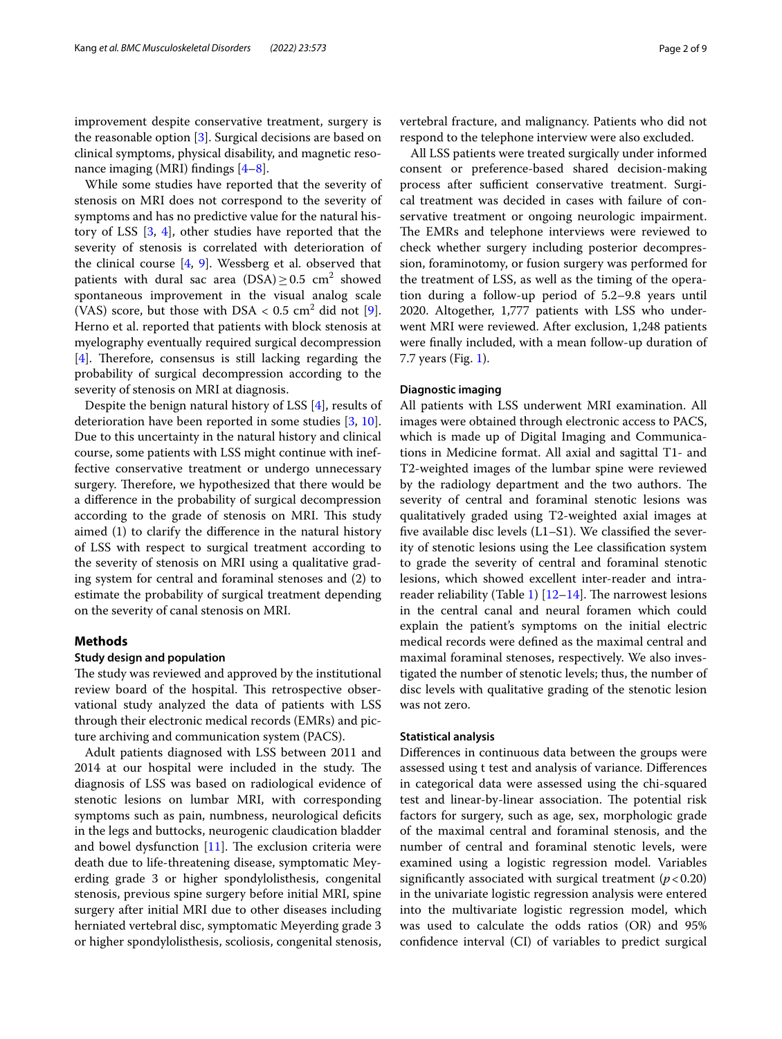improvement despite conservative treatment, surgery is the reasonable option [3]. Surgical decisions are based on clinical symptoms, physical disability, and magnetic resonance imaging (MRI) findings [4–8].

While some studies have reported that the severity of stenosis on MRI does not correspond to the severity of symptoms and has no predictive value for the natural history of LSS [3, 4], other studies have reported that the severity of stenosis is correlated with deterioration of the clinical course [4, 9]. Wessberg et al. observed that patients with dural sac area (DSA) $\geq 0.5$ cm$^2$ showed spontaneous improvement in the visual analog scale (VAS) score, but those with DSA < 0.5 cm$^2$ did not [9]. Herno et al. reported that patients with block stenosis at myelography eventually required surgical decompression [4]. Therefore, consensus is still lacking regarding the probability of surgical decompression according to the severity of stenosis on MRI at diagnosis.

Despite the benign natural history of LSS [4], results of deterioration have been reported in some studies [3, 10]. Due to this uncertainty in the natural history and clinical course, some patients with LSS might continue with ineffective conservative treatment or undergo unnecessary surgery. Therefore, we hypothesized that there would be a difference in the probability of surgical decompression according to the grade of stenosis on MRI. This study aimed (1) to clarify the difference in the natural history of LSS with respect to surgical treatment according to the severity of stenosis on MRI using a qualitative grading system for central and foraminal stenoses and (2) to estimate the probability of surgical treatment depending on the severity of canal stenosis on MRI.

## Methods

### Study design and population

The study was reviewed and approved by the institutional review board of the hospital. This retrospective observational study analyzed the data of patients with LSS through their electronic medical records (EMRs) and picture archiving and communication system (PACS).

Adult patients diagnosed with LSS between 2011 and 2014 at our hospital were included in the study. The diagnosis of LSS was based on radiological evidence of stenotic lesions on lumbar MRI, with corresponding symptoms such as pain, numbness, neurological deficits in the legs and buttocks, neurogenic claudication bladder and bowel dysfunction [11]. The exclusion criteria were death due to life-threatening disease, symptomatic Meyerding grade 3 or higher spondylolisthesis, congenital stenosis, previous spine surgery before initial MRI, spine surgery after initial MRI due to other diseases including herniated vertebral disc, symptomatic Meyerding grade 3 or higher spondylolisthesis, scoliosis, congenital stenosis, vertebral fracture, and malignancy. Patients who did not respond to the telephone interview were also excluded.

All LSS patients were treated surgically under informed consent or preference-based shared decision-making process after sufficient conservative treatment. Surgical treatment was decided in cases with failure of conservative treatment or ongoing neurologic impairment. The EMRs and telephone interviews were reviewed to check whether surgery including posterior decompression, foraminotomy, or fusion surgery was performed for the treatment of LSS, as well as the timing of the operation during a follow-up period of 5.2–9.8 years until 2020. Altogether, 1,777 patients with LSS who underwent MRI were reviewed. After exclusion, 1,248 patients were finally included, with a mean follow-up duration of 7.7 years (Fig. 1).

### Diagnostic imaging

All patients with LSS underwent MRI examination. All images were obtained through electronic access to PACS, which is made up of Digital Imaging and Communications in Medicine format. All axial and sagittal T1- and T2-weighted images of the lumbar spine were reviewed by the radiology department and the two authors. The severity of central and foraminal stenotic lesions was qualitatively graded using T2-weighted axial images at five available disc levels (L1–S1). We classified the severity of stenotic lesions using the Lee classification system to grade the severity of central and foraminal stenotic lesions, which showed excellent inter-reader and intra-reader reliability (Table 1) [12–14]. The narrowest lesions in the central canal and neural foramen which could explain the patient's symptoms on the initial electric medical records were defined as the maximal central and maximal foraminal stenoses, respectively. We also investigated the number of stenotic levels; thus, the number of disc levels with qualitative grading of the stenotic lesion was not zero.

### Statistical analysis

Differences in continuous data between the groups were assessed using t test and analysis of variance. Differences in categorical data were assessed using the chi-squared test and linear-by-linear association. The potential risk factors for surgery, such as age, sex, morphologic grade of the maximal central and foraminal stenosis, and the number of central and foraminal stenotic levels, were examined using a logistic regression model. Variables significantly associated with surgical treatment ($p < 0.20$) in the univariate logistic regression analysis were entered into the multivariate logistic regression model, which was used to calculate the odds ratios (OR) and 95% confidence interval (CI) of variables to predict surgical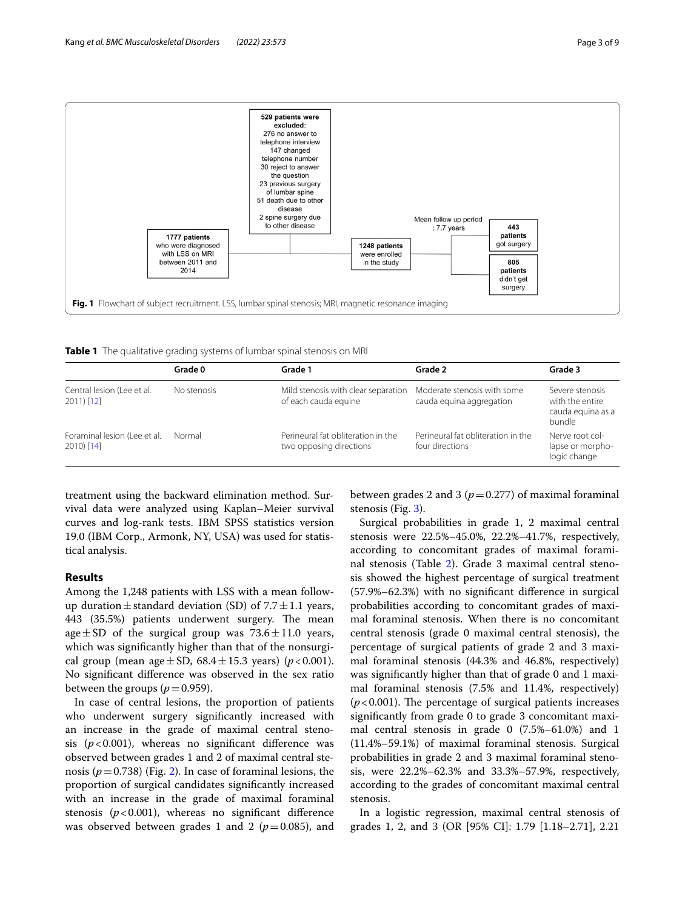529 patients were excluded:
276 no answer to telephone interview
147 changed telephone number
30 reject to answer the question
23 previous surgery of lumbar spine
51 death due to other disease
2 spine surgery due to other disease

1777 patients who were diagnosed with LSS on MRI between 2011 and 2014

1248 patients were enrolled in the study

Mean follow up period : 7.7 years

443 patients got surgery

805 patients didn't get surgery

**Fig. 1** Flowchart of subject recruitment. LSS, lumbar spinal stenosis; MRI, magnetic resonance imaging

**Table 1** The qualitative grading systems of lumbar spinal stenosis on MRI

| | Grade 0 | Grade 1 | Grade 2 | Grade 3 |
|---|---|---|---|---|
| Central lesion (Lee et al. 2011) [12] | No stenosis | Mild stenosis with clear separation of each cauda equine | Moderate stenosis with some cauda equina aggregation | Severe stenosis with the entire cauda equina as a bundle |
| Foraminal lesion (Lee et al. 2010) [14] | Normal | Perineural fat obliteration in the two opposing directions | Perineural fat obliteration in the four directions | Nerve root collapse or morphologic change |

treatment using the backward elimination method. Survival data were analyzed using Kaplan–Meier survival curves and log-rank tests. IBM SPSS statistics version 19.0 (IBM Corp., Armonk, NY, USA) was used for statistical analysis.

## Results

Among the 1,248 patients with LSS with a mean follow-up duration ± standard deviation (SD) of 7.7 ± 1.1 years, 443 (35.5%) patients underwent surgery. The mean age ± SD of the surgical group was 73.6 ± 11.0 years, which was significantly higher than that of the nonsurgical group (mean age ± SD, 68.4 ± 15.3 years) ($p < 0.001$). No significant difference was observed in the sex ratio between the groups ($p = 0.959$).

In case of central lesions, the proportion of patients who underwent surgery significantly increased with an increase in the grade of maximal central stenosis ($p < 0.001$), whereas no significant difference was observed between grades 1 and 2 of maximal central stenosis ($p = 0.738$) (Fig. 2). In case of foraminal lesions, the proportion of surgical candidates significantly increased with an increase in the grade of maximal foraminal stenosis ($p < 0.001$), whereas no significant difference was observed between grades 1 and 2 ($p = 0.085$), and between grades 2 and 3 ($p = 0.277$) of maximal foraminal stenosis (Fig. 3).

Surgical probabilities in grade 1, 2 maximal central stenosis were 22.5%–45.0%, 22.2%–41.7%, respectively, according to concomitant grades of maximal foraminal stenosis (Table 2). Grade 3 maximal central stenosis showed the highest percentage of surgical treatment (57.9%–62.3%) with no significant difference in surgical probabilities according to concomitant grades of maximal foraminal stenosis. When there is no concomitant central stenosis (grade 0 maximal central stenosis), the percentage of surgical patients of grade 2 and 3 maximal foraminal stenosis (44.3% and 46.8%, respectively) was significantly higher than that of grade 0 and 1 maximal foraminal stenosis (7.5% and 11.4%, respectively) ($p < 0.001$). The percentage of surgical patients increases significantly from grade 0 to grade 3 concomitant maximal central stenosis in grade 0 (7.5%–61.0%) and 1 (11.4%–59.1%) of maximal foraminal stenosis. Surgical probabilities in grade 2 and 3 maximal foraminal stenosis, were 22.2%–62.3% and 33.3%–57.9%, respectively, according to the grades of concomitant maximal central stenosis.

In a logistic regression, maximal central stenosis of grades 1, 2, and 3 (OR [95% CI]: 1.79 [1.18–2.71], 2.21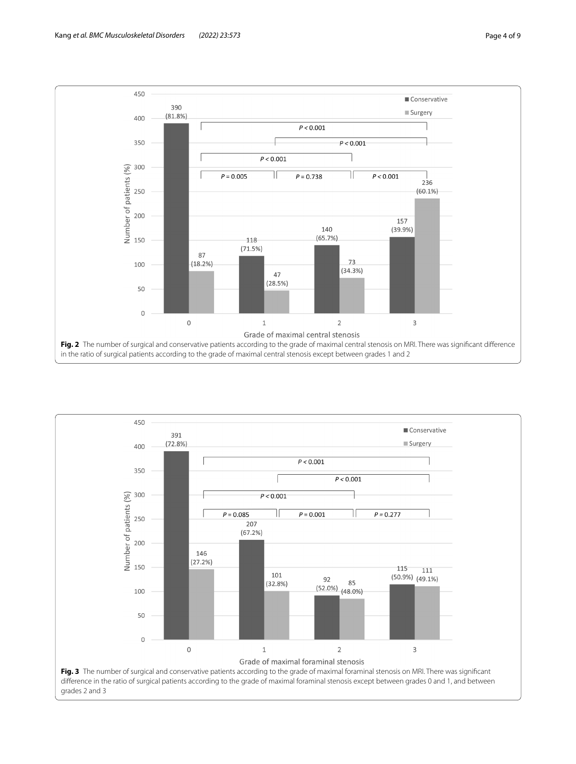**Fig. 2** The number of surgical and conservative patients according to the grade of maximal central stenosis on MRI. There was significant difference in the ratio of surgical patients according to the grade of maximal central stenosis except between grades 1 and 2

**Fig. 3** The number of surgical and conservative patients according to the grade of maximal foraminal stenosis on MRI. There was significant difference in the ratio of surgical patients according to the grade of maximal foraminal stenosis except between grades 0 and 1, and between grades 2 and 3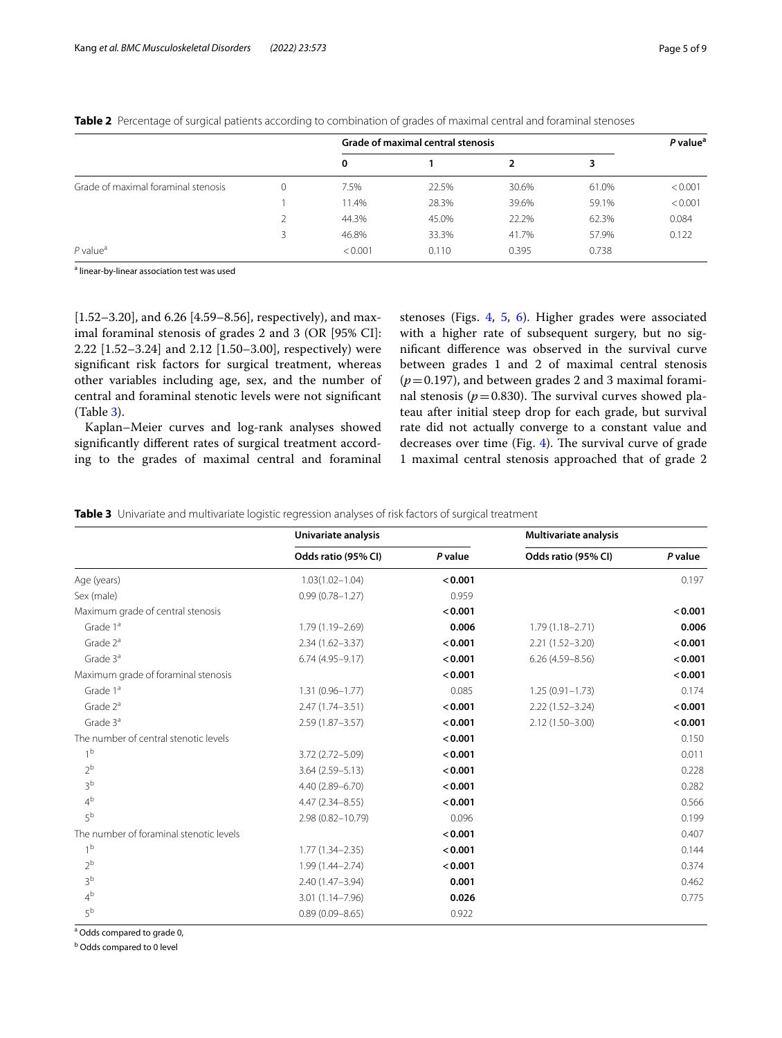**Table 2** Percentage of surgical patients according to combination of grades of maximal central and foraminal stenoses

| | | Grade of maximal central stenosis | | | | *P* value[a] |
|---|---|---|---|---|---|---|
| | | 0 | 1 | 2 | 3 | |
| Grade of maximal foraminal stenosis | 0 | 7.5% | 22.5% | 30.6% | 61.0% | < 0.001 |
| | 1 | 11.4% | 28.3% | 39.6% | 59.1% | < 0.001 |
| | 2 | 44.3% | 45.0% | 22.2% | 62.3% | 0.084 |
| | 3 | 46.8% | 33.3% | 41.7% | 57.9% | 0.122 |
| *P* value[a] | | < 0.001 | 0.110 | 0.395 | 0.738 | |

[a] linear-by-linear association test was used

[1.52–3.20], and 6.26 [4.59–8.56], respectively), and maximal foraminal stenosis of grades 2 and 3 (OR [95% CI]: 2.22 [1.52–3.24] and 2.12 [1.50–3.00], respectively) were significant risk factors for surgical treatment, whereas other variables including age, sex, and the number of central and foraminal stenotic levels were not significant (Table 3).

Kaplan–Meier curves and log-rank analyses showed significantly different rates of surgical treatment according to the grades of maximal central and foraminal stenoses (Figs. 4, 5, 6). Higher grades were associated with a higher rate of subsequent surgery, but no significant difference was observed in the survival curve between grades 1 and 2 of maximal central stenosis ($p = 0.197$), and between grades 2 and 3 maximal foraminal stenosis ($p = 0.830$). The survival curves showed plateau after initial steep drop for each grade, but survival rate did not actually converge to a constant value and decreases over time (Fig. 4). The survival curve of grade 1 maximal central stenosis approached that of grade 2

**Table 3** Univariate and multivariate logistic regression analyses of risk factors of surgical treatment

| | Univariate analysis | | Multivariate analysis | |
|---|---|---|---|---|
| | Odds ratio (95% CI) | *P* value | Odds ratio (95% CI) | *P* value |
| Age (years) | 1.03(1.02–1.04) | **< 0.001** | | 0.197 |
| Sex (male) | 0.99 (0.78–1.27) | 0.959 | | |
| Maximum grade of central stenosis | | **< 0.001** | | **< 0.001** |
| Grade 1[a] | 1.79 (1.19–2.69) | **0.006** | 1.79 (1.18–2.71) | **0.006** |
| Grade 2[a] | 2.34 (1.62–3.37) | **< 0.001** | 2.21 (1.52–3.20) | **< 0.001** |
| Grade 3[a] | 6.74 (4.95–9.17) | **< 0.001** | 6.26 (4.59–8.56) | **< 0.001** |
| Maximum grade of foraminal stenosis | | **< 0.001** | | **< 0.001** |
| Grade 1[a] | 1.31 (0.96–1.77) | 0.085 | 1.25 (0.91–1.73) | 0.174 |
| Grade 2[a] | 2.47 (1.74–3.51) | **< 0.001** | 2.22 (1.52–3.24) | **< 0.001** |
| Grade 3[a] | 2.59 (1.87–3.57) | **< 0.001** | 2.12 (1.50–3.00) | **< 0.001** |
| The number of central stenotic levels | | **< 0.001** | | 0.150 |
| 1[b] | 3.72 (2.72–5.09) | **< 0.001** | | 0.011 |
| 2[b] | 3.64 (2.59–5.13) | **< 0.001** | | 0.228 |
| 3[b] | 4.40 (2.89–6.70) | **< 0.001** | | 0.282 |
| 4[b] | 4.47 (2.34–8.55) | **< 0.001** | | 0.566 |
| 5[b] | 2.98 (0.82–10.79) | 0.096 | | 0.199 |
| The number of foraminal stenotic levels | | **< 0.001** | | 0.407 |
| 1[b] | 1.77 (1.34–2.35) | **< 0.001** | | 0.144 |
| 2[b] | 1.99 (1.44–2.74) | **< 0.001** | | 0.374 |
| 3[b] | 2.40 (1.47–3.94) | **0.001** | | 0.462 |
| 4[b] | 3.01 (1.14–7.96) | **0.026** | | 0.775 |
| 5[b] | 0.89 (0.09–8.65) | 0.922 | | |

[a] Odds compared to grade 0,

[b] Odds compared to 0 level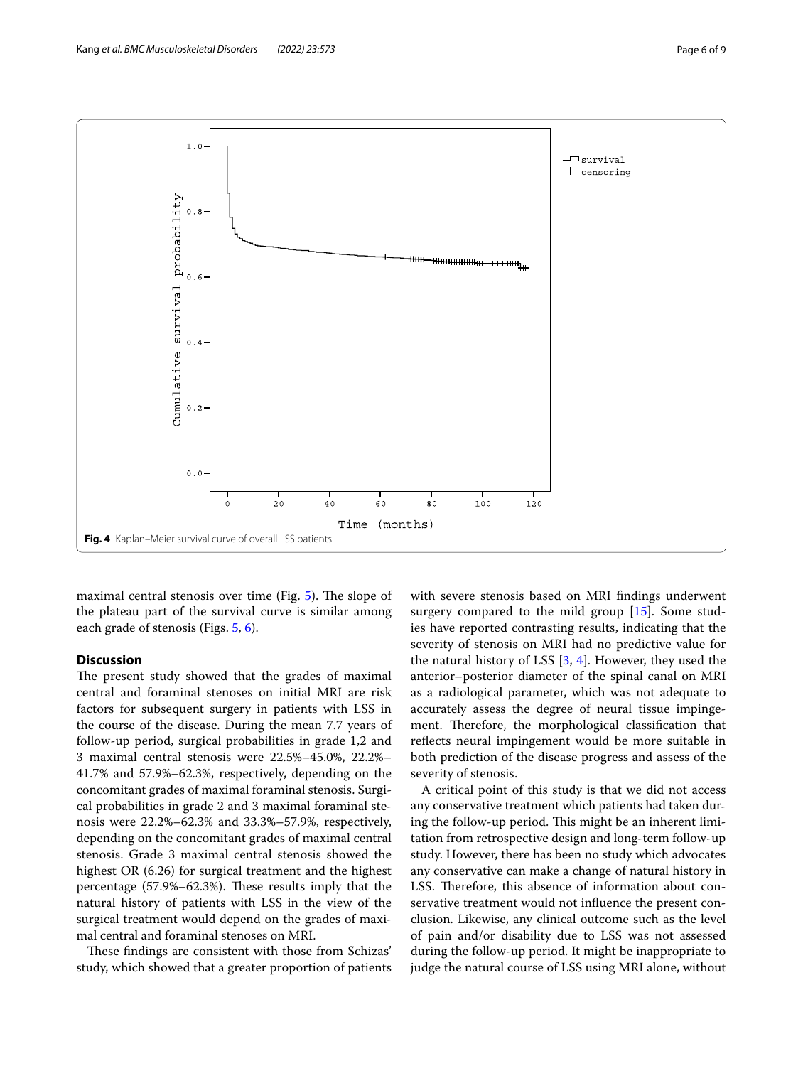Fig. 4 Kaplan–Meier survival curve of overall LSS patients

maximal central stenosis over time (Fig. 5). The slope of the plateau part of the survival curve is similar among each grade of stenosis (Figs. 5, 6).

## Discussion

The present study showed that the grades of maximal central and foraminal stenoses on initial MRI are risk factors for subsequent surgery in patients with LSS in the course of the disease. During the mean 7.7 years of follow-up period, surgical probabilities in grade 1,2 and 3 maximal central stenosis were 22.5%–45.0%, 22.2%–41.7% and 57.9%–62.3%, respectively, depending on the concomitant grades of maximal foraminal stenosis. Surgical probabilities in grade 2 and 3 maximal foraminal stenosis were 22.2%–62.3% and 33.3%–57.9%, respectively, depending on the concomitant grades of maximal central stenosis. Grade 3 maximal central stenosis showed the highest OR (6.26) for surgical treatment and the highest percentage (57.9%–62.3%). These results imply that the natural history of patients with LSS in the view of the surgical treatment would depend on the grades of maximal central and foraminal stenoses on MRI.

These findings are consistent with those from Schizas' study, which showed that a greater proportion of patients with severe stenosis based on MRI findings underwent surgery compared to the mild group [15]. Some studies have reported contrasting results, indicating that the severity of stenosis on MRI had no predictive value for the natural history of LSS [3, 4]. However, they used the anterior–posterior diameter of the spinal canal on MRI as a radiological parameter, which was not adequate to accurately assess the degree of neural tissue impingement. Therefore, the morphological classification that reflects neural impingement would be more suitable in both prediction of the disease progress and assess of the severity of stenosis.

A critical point of this study is that we did not access any conservative treatment which patients had taken during the follow-up period. This might be an inherent limitation from retrospective design and long-term follow-up study. However, there has been no study which advocates any conservative can make a change of natural history in LSS. Therefore, this absence of information about conservative treatment would not influence the present conclusion. Likewise, any clinical outcome such as the level of pain and/or disability due to LSS was not assessed during the follow-up period. It might be inappropriate to judge the natural course of LSS using MRI alone, without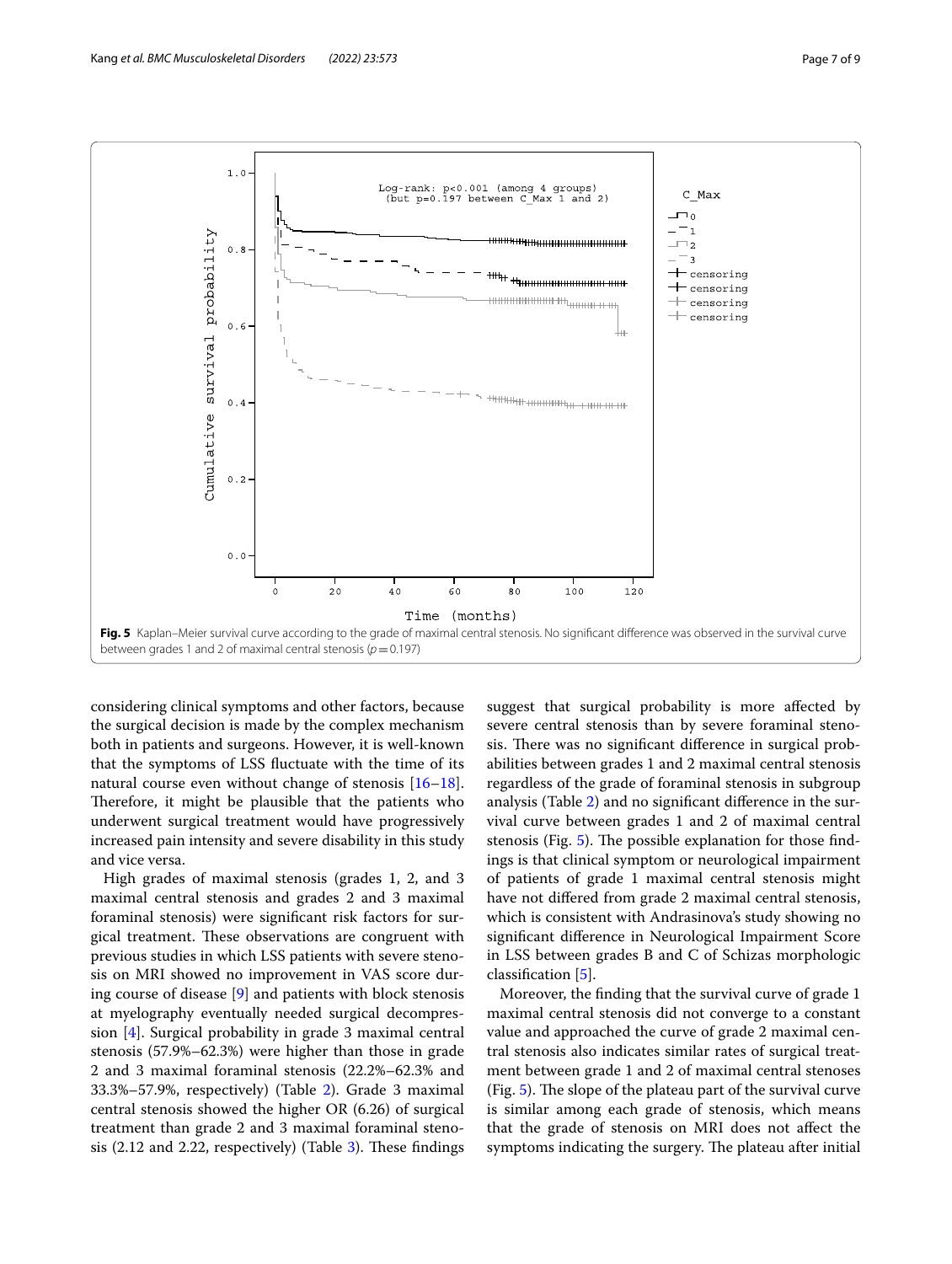**Fig. 5** Kaplan–Meier survival curve according to the grade of maximal central stenosis. No significant difference was observed in the survival curve between grades 1 and 2 of maximal central stenosis ($p = 0.197$)

considering clinical symptoms and other factors, because the surgical decision is made by the complex mechanism both in patients and surgeons. However, it is well-known that the symptoms of LSS fluctuate with the time of its natural course even without change of stenosis [16–18]. Therefore, it might be plausible that the patients who underwent surgical treatment would have progressively increased pain intensity and severe disability in this study and vice versa.

High grades of maximal stenosis (grades 1, 2, and 3 maximal central stenosis and grades 2 and 3 maximal foraminal stenosis) were significant risk factors for surgical treatment. These observations are congruent with previous studies in which LSS patients with severe stenosis on MRI showed no improvement in VAS score during course of disease [9] and patients with block stenosis at myelography eventually needed surgical decompression [4]. Surgical probability in grade 3 maximal central stenosis (57.9%–62.3%) were higher than those in grade 2 and 3 maximal foraminal stenosis (22.2%–62.3% and 33.3%–57.9%, respectively) (Table 2). Grade 3 maximal central stenosis showed the higher OR (6.26) of surgical treatment than grade 2 and 3 maximal foraminal stenosis (2.12 and 2.22, respectively) (Table 3). These findings suggest that surgical probability is more affected by severe central stenosis than by severe foraminal stenosis. There was no significant difference in surgical probabilities between grades 1 and 2 maximal central stenosis regardless of the grade of foraminal stenosis in subgroup analysis (Table 2) and no significant difference in the survival curve between grades 1 and 2 of maximal central stenosis (Fig. 5). The possible explanation for those findings is that clinical symptom or neurological impairment of patients of grade 1 maximal central stenosis might have not differed from grade 2 maximal central stenosis, which is consistent with Andrasinova's study showing no significant difference in Neurological Impairment Score in LSS between grades B and C of Schizas morphologic classification [5].

Moreover, the finding that the survival curve of grade 1 maximal central stenosis did not converge to a constant value and approached the curve of grade 2 maximal central stenosis also indicates similar rates of surgical treatment between grade 1 and 2 of maximal central stenoses (Fig. 5). The slope of the plateau part of the survival curve is similar among each grade of stenosis, which means that the grade of stenosis on MRI does not affect the symptoms indicating the surgery. The plateau after initial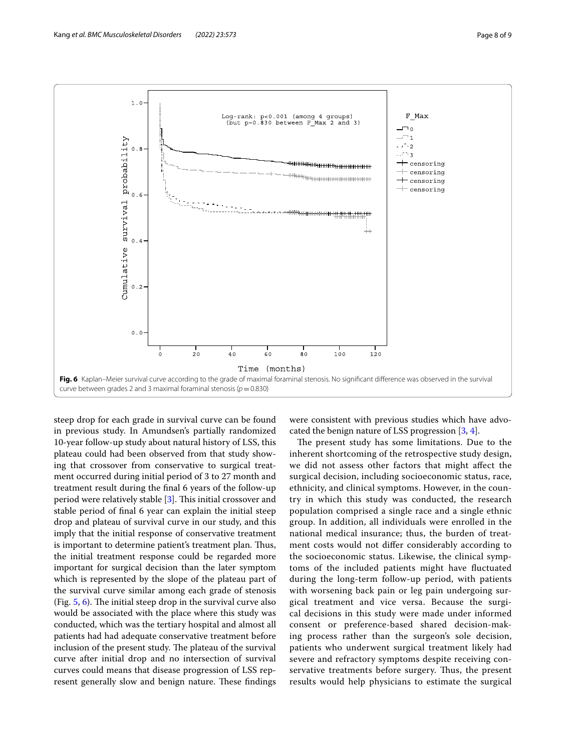**Fig. 6** Kaplan–Meier survival curve according to the grade of maximal foraminal stenosis. No significant difference was observed in the survival curve between grades 2 and 3 maximal foraminal stenosis ($p = 0.830$)

steep drop for each grade in survival curve can be found in previous study. In Amundsen's partially randomized 10-year follow-up study about natural history of LSS, this plateau could had been observed from that study showing that crossover from conservative to surgical treatment occurred during initial period of 3 to 27 month and treatment result during the final 6 years of the follow-up period were relatively stable [3]. This initial crossover and stable period of final 6 year can explain the initial steep drop and plateau of survival curve in our study, and this imply that the initial response of conservative treatment is important to determine patient's treatment plan. Thus, the initial treatment response could be regarded more important for surgical decision than the later symptom which is represented by the slope of the plateau part of the survival curve similar among each grade of stenosis (Fig. 5, 6). The initial steep drop in the survival curve also would be associated with the place where this study was conducted, which was the tertiary hospital and almost all patients had had adequate conservative treatment before inclusion of the present study. The plateau of the survival curve after initial drop and no intersection of survival curves could means that disease progression of LSS represent generally slow and benign nature. These findings were consistent with previous studies which have advocated the benign nature of LSS progression [3, 4].

The present study has some limitations. Due to the inherent shortcoming of the retrospective study design, we did not assess other factors that might affect the surgical decision, including socioeconomic status, race, ethnicity, and clinical symptoms. However, in the country in which this study was conducted, the research population comprised a single race and a single ethnic group. In addition, all individuals were enrolled in the national medical insurance; thus, the burden of treatment costs would not differ considerably according to the socioeconomic status. Likewise, the clinical symptoms of the included patients might have fluctuated during the long-term follow-up period, with patients with worsening back pain or leg pain undergoing surgical treatment and vice versa. Because the surgical decisions in this study were made under informed consent or preference-based shared decision-making process rather than the surgeon's sole decision, patients who underwent surgical treatment likely had severe and refractory symptoms despite receiving conservative treatments before surgery. Thus, the present results would help physicians to estimate the surgical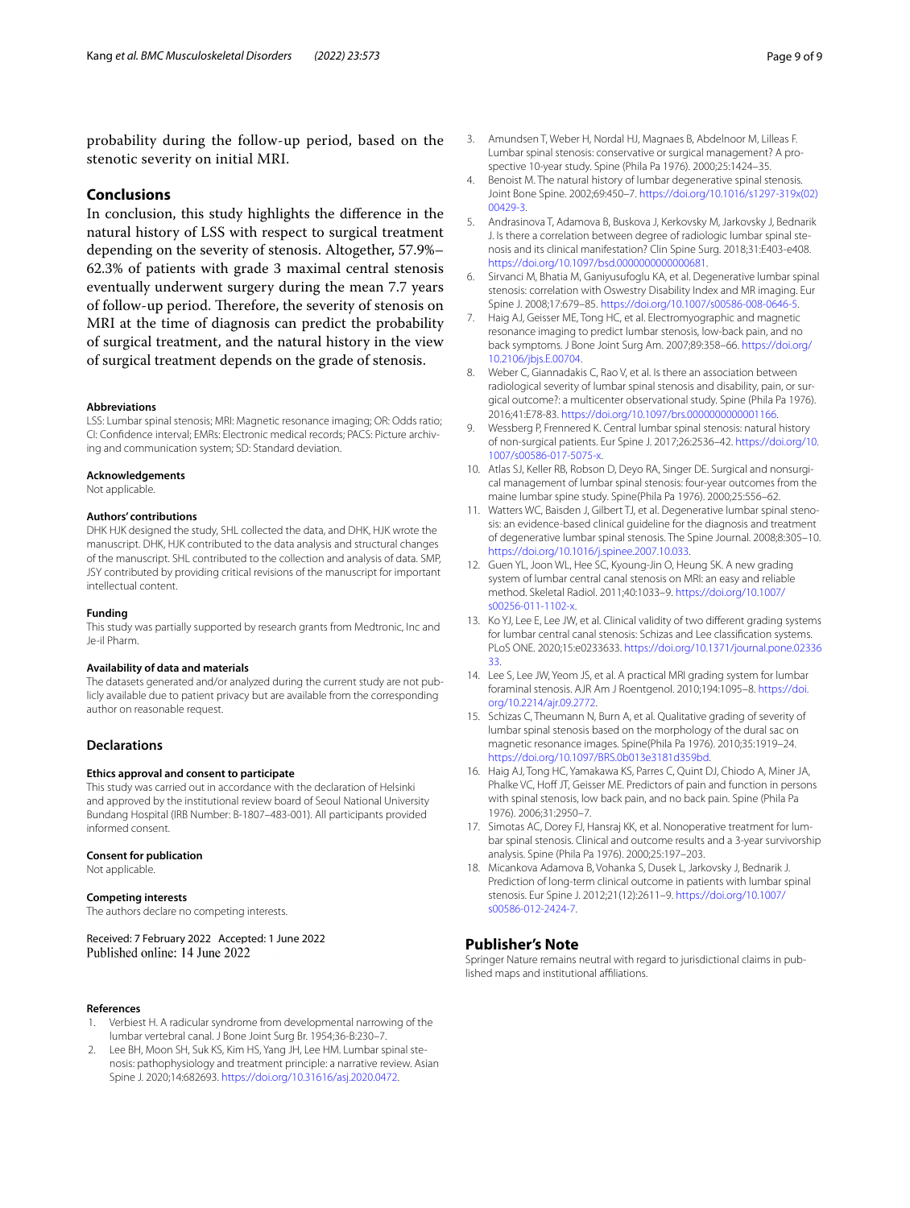probability during the follow-up period, based on the stenotic severity on initial MRI.

## Conclusions

In conclusion, this study highlights the difference in the natural history of LSS with respect to surgical treatment depending on the severity of stenosis. Altogether, 57.9%–62.3% of patients with grade 3 maximal central stenosis eventually underwent surgery during the mean 7.7 years of follow-up period. Therefore, the severity of stenosis on MRI at the time of diagnosis can predict the probability of surgical treatment, and the natural history in the view of surgical treatment depends on the grade of stenosis.

#### Abbreviations

LSS: Lumbar spinal stenosis; MRI: Magnetic resonance imaging; OR: Odds ratio; CI: Confidence interval; EMRs: Electronic medical records; PACS: Picture archiving and communication system; SD: Standard deviation.

#### Acknowledgements

Not applicable.

#### Authors' contributions

DHK HJK designed the study, SHL collected the data, and DHK, HJK wrote the manuscript. DHK, HJK contributed to the data analysis and structural changes of the manuscript. SHL contributed to the collection and analysis of data. SMP, JSY contributed by providing critical revisions of the manuscript for important intellectual content.

#### Funding

This study was partially supported by research grants from Medtronic, Inc and Je-il Pharm.

#### Availability of data and materials

The datasets generated and/or analyzed during the current study are not publicly available due to patient privacy but are available from the corresponding author on reasonable request.

## Declarations

#### Ethics approval and consent to participate

This study was carried out in accordance with the declaration of Helsinki and approved by the institutional review board of Seoul National University Bundang Hospital (IRB Number: B-1807–483-001). All participants provided informed consent.

#### Consent for publication

Not applicable.

#### Competing interests

The authors declare no competing interests.

Received: 7 February 2022 Accepted: 1 June 2022
Published online: 14 June 2022

#### References

1. Verbiest H. A radicular syndrome from developmental narrowing of the lumbar vertebral canal. J Bone Joint Surg Br. 1954;36-B:230–7.
2. Lee BH, Moon SH, Suk KS, Kim HS, Yang JH, Lee HM. Lumbar spinal stenosis: pathophysiology and treatment principle: a narrative review. Asian Spine J. 2020;14:682693. https://doi.org/10.31616/asj.2020.0472.
3. Amundsen T, Weber H, Nordal HJ, Magnaes B, Abdelnoor M, Lilleas F. Lumbar spinal stenosis: conservative or surgical management? A prospective 10-year study. Spine (Phila Pa 1976). 2000;25:1424–35.
4. Benoist M. The natural history of lumbar degenerative spinal stenosis. Joint Bone Spine. 2002;69:450–7. https://doi.org/10.1016/s1297-319x(02)00429-3.
5. Andrasinova T, Adamova B, Buskova J, Kerkovsky M, Jarkovsky J, Bednarik J. Is there a correlation between degree of radiologic lumbar spinal stenosis and its clinical manifestation? Clin Spine Surg. 2018;31:E403-e408. https://doi.org/10.1097/bsd.0000000000000681.
6. Sirvanci M, Bhatia M, Ganiyusufoglu KA, et al. Degenerative lumbar spinal stenosis: correlation with Oswestry Disability Index and MR imaging. Eur Spine J. 2008;17:679–85. https://doi.org/10.1007/s00586-008-0646-5.
7. Haig AJ, Geisser ME, Tong HC, et al. Electromyographic and magnetic resonance imaging to predict lumbar stenosis, low-back pain, and no back symptoms. J Bone Joint Surg Am. 2007;89:358–66. https://doi.org/10.2106/jbjs.E.00704.
8. Weber C, Giannadakis C, Rao V, et al. Is there an association between radiological severity of lumbar spinal stenosis and disability, pain, or surgical outcome?: a multicenter observational study. Spine (Phila Pa 1976). 2016;41:E78-83. https://doi.org/10.1097/brs.0000000000001166.
9. Wessberg P, Frennered K. Central lumbar spinal stenosis: natural history of non-surgical patients. Eur Spine J. 2017;26:2536–42. https://doi.org/10.1007/s00586-017-5075-x.
10. Atlas SJ, Keller RB, Robson D, Deyo RA, Singer DE. Surgical and nonsurgical management of lumbar spinal stenosis: four-year outcomes from the maine lumbar spine study. Spine(Phila Pa 1976). 2000;25:556–62.
11. Watters WC, Baisden J, Gilbert TJ, et al. Degenerative lumbar spinal stenosis: an evidence-based clinical guideline for the diagnosis and treatment of degenerative lumbar spinal stenosis. The Spine Journal. 2008;8:305–10. https://doi.org/10.1016/j.spinee.2007.10.033.
12. Guen YL, Joon WL, Hee SC, Kyoung-Jin O, Heung SK. A new grading system of lumbar central canal stenosis on MRI: an easy and reliable method. Skeletal Radiol. 2011;40:1033–9. https://doi.org/10.1007/s00256-011-1102-x.
13. Ko YJ, Lee E, Lee JW, et al. Clinical validity of two different grading systems for lumbar central canal stenosis: Schizas and Lee classification systems. PLoS ONE. 2020;15:e0233633. https://doi.org/10.1371/journal.pone.0233633.
14. Lee S, Lee JW, Yeom JS, et al. A practical MRI grading system for lumbar foraminal stenosis. AJR Am J Roentgenol. 2010;194:1095–8. https://doi.org/10.2214/ajr.09.2772.
15. Schizas C, Theumann N, Burn A, et al. Qualitative grading of severity of lumbar spinal stenosis based on the morphology of the dural sac on magnetic resonance images. Spine(Phila Pa 1976). 2010;35:1919–24. https://doi.org/10.1097/BRS.0b013e3181d359bd.
16. Haig AJ, Tong HC, Yamakawa KS, Parres C, Quint DJ, Chiodo A, Miner JA, Phalke VC, Hoff JT, Geisser ME. Predictors of pain and function in persons with spinal stenosis, low back pain, and no back pain. Spine (Phila Pa 1976). 2006;31:2950–7.
17. Simotas AC, Dorey FJ, Hansraj KK, et al. Nonoperative treatment for lumbar spinal stenosis. Clinical and outcome results and a 3-year survivorship analysis. Spine (Phila Pa 1976). 2000;25:197–203.
18. Micankova Adamova B, Vohanka S, Dusek L, Jarkovsky J, Bednarik J. Prediction of long-term clinical outcome in patients with lumbar spinal stenosis. Eur Spine J. 2012;21(12):2611–9. https://doi.org/10.1007/s00586-012-2424-7.

## Publisher's Note

Springer Nature remains neutral with regard to jurisdictional claims in published maps and institutional affiliations.